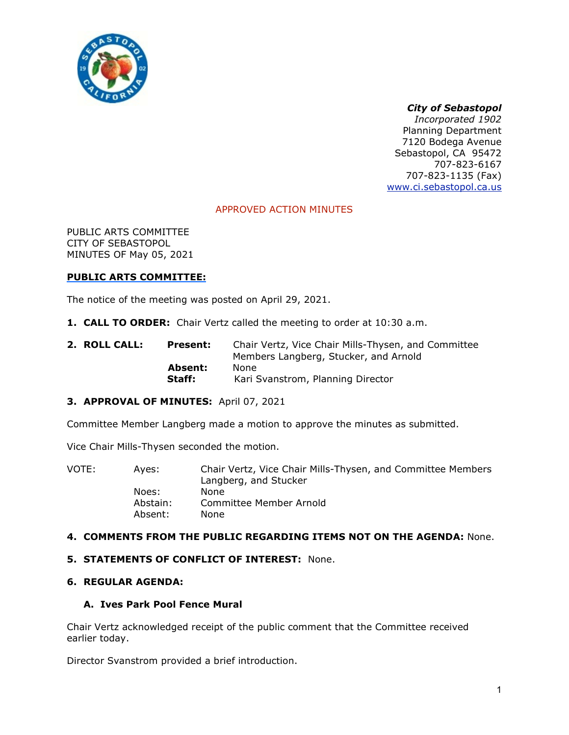***City of Sebastopol***
*Incorporated 1902*
Planning Department
7120 Bodega Avenue
Sebastopol, CA 95472
707-823-6167
707-823-1135 (Fax)
www.ci.sebastopol.ca.us

APPROVED ACTION MINUTES

PUBLIC ARTS COMMITTEE
CITY OF SEBASTOPOL
MINUTES OF May 05, 2021

**PUBLIC ARTS COMMITTEE:**

The notice of the meeting was posted on April 29, 2021.

1. **CALL TO ORDER:** Chair Vertz called the meeting to order at 10:30 a.m.

2. **ROLL CALL:**

| | |
|---|---|
| **Present:** | Chair Vertz, Vice Chair Mills-Thysen, and Committee Members Langberg, Stucker, and Arnold |
| **Absent:** | None |
| **Staff:** | Kari Svanstrom, Planning Director |

3. **APPROVAL OF MINUTES:** April 07, 2021

Committee Member Langberg made a motion to approve the minutes as submitted.

Vice Chair Mills-Thysen seconded the motion.

| VOTE: | | |
|---|---|---|
| | Ayes: | Chair Vertz, Vice Chair Mills-Thysen, and Committee Members Langberg, and Stucker |
| | Noes: | None |
| | Abstain: | Committee Member Arnold |
| | Absent: | None |

4. **COMMENTS FROM THE PUBLIC REGARDING ITEMS NOT ON THE AGENDA:** None.

5. **STATEMENTS OF CONFLICT OF INTEREST:** None.

6. **REGULAR AGENDA:**

   **A. Ives Park Pool Fence Mural**

Chair Vertz acknowledged receipt of the public comment that the Committee received earlier today.

Director Svanstrom provided a brief introduction.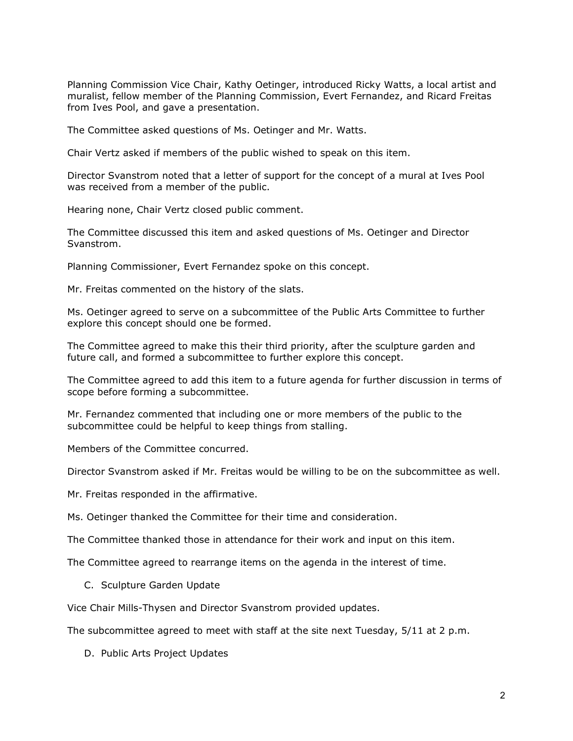Planning Commission Vice Chair, Kathy Oetinger, introduced Ricky Watts, a local artist and muralist, fellow member of the Planning Commission, Evert Fernandez, and Ricard Freitas from Ives Pool, and gave a presentation.

The Committee asked questions of Ms. Oetinger and Mr. Watts.

Chair Vertz asked if members of the public wished to speak on this item.

Director Svanstrom noted that a letter of support for the concept of a mural at Ives Pool was received from a member of the public.

Hearing none, Chair Vertz closed public comment.

The Committee discussed this item and asked questions of Ms. Oetinger and Director Svanstrom.

Planning Commissioner, Evert Fernandez spoke on this concept.

Mr. Freitas commented on the history of the slats.

Ms. Oetinger agreed to serve on a subcommittee of the Public Arts Committee to further explore this concept should one be formed.

The Committee agreed to make this their third priority, after the sculpture garden and future call, and formed a subcommittee to further explore this concept.

The Committee agreed to add this item to a future agenda for further discussion in terms of scope before forming a subcommittee.

Mr. Fernandez commented that including one or more members of the public to the subcommittee could be helpful to keep things from stalling.

Members of the Committee concurred.

Director Svanstrom asked if Mr. Freitas would be willing to be on the subcommittee as well.

Mr. Freitas responded in the affirmative.

Ms. Oetinger thanked the Committee for their time and consideration.

The Committee thanked those in attendance for their work and input on this item.

The Committee agreed to rearrange items on the agenda in the interest of time.

C. Sculpture Garden Update

Vice Chair Mills-Thysen and Director Svanstrom provided updates.

The subcommittee agreed to meet with staff at the site next Tuesday, 5/11 at 2 p.m.

D. Public Arts Project Updates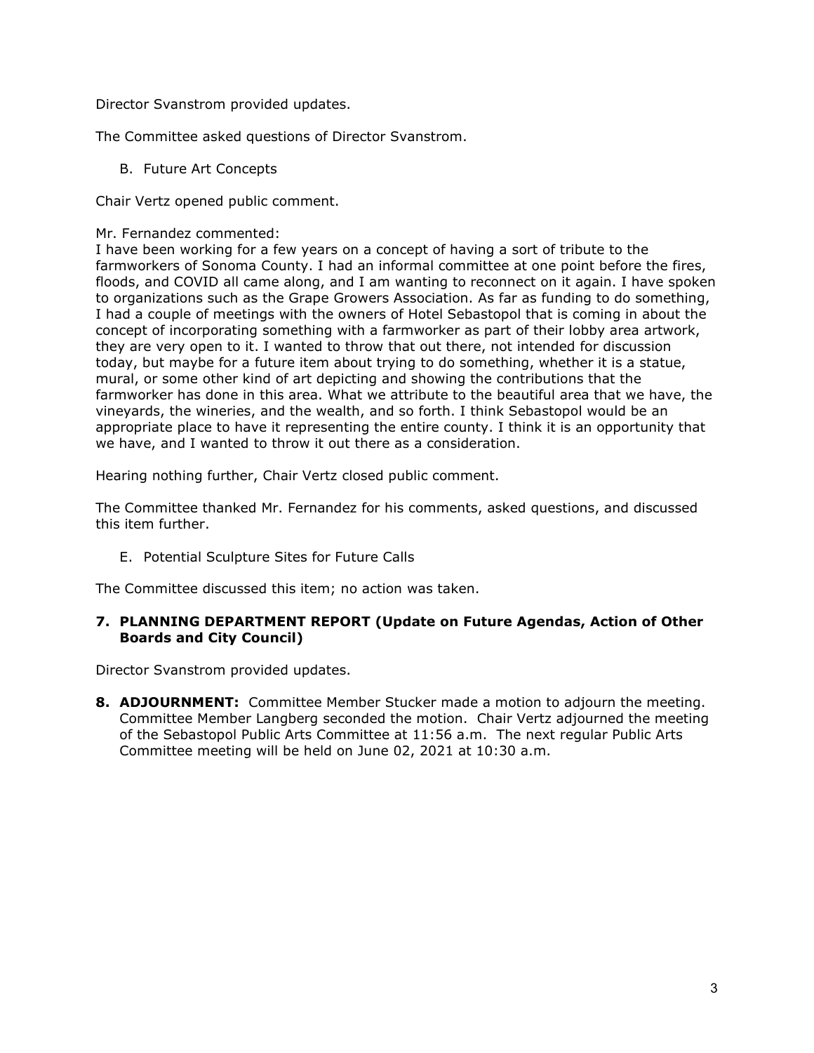Director Svanstrom provided updates.

The Committee asked questions of Director Svanstrom.

B. Future Art Concepts

Chair Vertz opened public comment.

Mr. Fernandez commented:
I have been working for a few years on a concept of having a sort of tribute to the farmworkers of Sonoma County. I had an informal committee at one point before the fires, floods, and COVID all came along, and I am wanting to reconnect on it again. I have spoken to organizations such as the Grape Growers Association. As far as funding to do something, I had a couple of meetings with the owners of Hotel Sebastopol that is coming in about the concept of incorporating something with a farmworker as part of their lobby area artwork, they are very open to it. I wanted to throw that out there, not intended for discussion today, but maybe for a future item about trying to do something, whether it is a statue, mural, or some other kind of art depicting and showing the contributions that the farmworker has done in this area. What we attribute to the beautiful area that we have, the vineyards, the wineries, and the wealth, and so forth. I think Sebastopol would be an appropriate place to have it representing the entire county. I think it is an opportunity that we have, and I wanted to throw it out there as a consideration.

Hearing nothing further, Chair Vertz closed public comment.

The Committee thanked Mr. Fernandez for his comments, asked questions, and discussed this item further.

E. Potential Sculpture Sites for Future Calls

The Committee discussed this item; no action was taken.

**7. PLANNING DEPARTMENT REPORT (Update on Future Agendas, Action of Other Boards and City Council)**

Director Svanstrom provided updates.

**8. ADJOURNMENT:** Committee Member Stucker made a motion to adjourn the meeting. Committee Member Langberg seconded the motion. Chair Vertz adjourned the meeting of the Sebastopol Public Arts Committee at 11:56 a.m. The next regular Public Arts Committee meeting will be held on June 02, 2021 at 10:30 a.m.